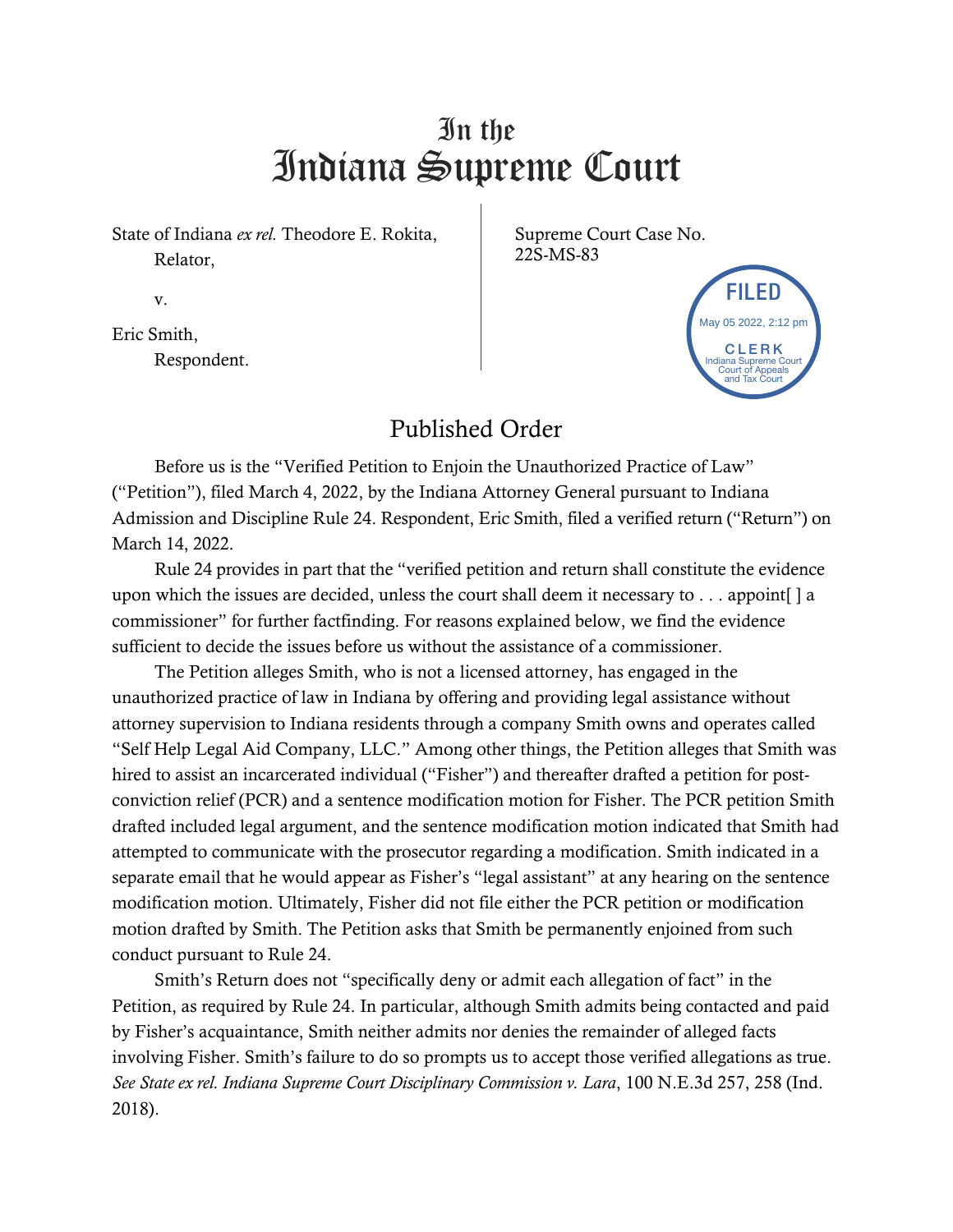# In the Indiana Supreme Court

State of Indiana *ex rel.* Theodore E. Rokita,
Relator,

v.

Eric Smith,
Respondent.

Supreme Court Case No.
22S-MS-83

FILED
May 05 2022, 2:12 pm
CLERK
Indiana Supreme Court
Court of Appeals
and Tax Court

## Published Order

Before us is the "Verified Petition to Enjoin the Unauthorized Practice of Law" ("Petition"), filed March 4, 2022, by the Indiana Attorney General pursuant to Indiana Admission and Discipline Rule 24. Respondent, Eric Smith, filed a verified return ("Return") on March 14, 2022.

Rule 24 provides in part that the "verified petition and return shall constitute the evidence upon which the issues are decided, unless the court shall deem it necessary to . . . appoint[ ] a commissioner" for further factfinding. For reasons explained below, we find the evidence sufficient to decide the issues before us without the assistance of a commissioner.

The Petition alleges Smith, who is not a licensed attorney, has engaged in the unauthorized practice of law in Indiana by offering and providing legal assistance without attorney supervision to Indiana residents through a company Smith owns and operates called "Self Help Legal Aid Company, LLC." Among other things, the Petition alleges that Smith was hired to assist an incarcerated individual ("Fisher") and thereafter drafted a petition for post-conviction relief (PCR) and a sentence modification motion for Fisher. The PCR petition Smith drafted included legal argument, and the sentence modification motion indicated that Smith had attempted to communicate with the prosecutor regarding a modification. Smith indicated in a separate email that he would appear as Fisher's "legal assistant" at any hearing on the sentence modification motion. Ultimately, Fisher did not file either the PCR petition or modification motion drafted by Smith. The Petition asks that Smith be permanently enjoined from such conduct pursuant to Rule 24.

Smith's Return does not "specifically deny or admit each allegation of fact" in the Petition, as required by Rule 24. In particular, although Smith admits being contacted and paid by Fisher's acquaintance, Smith neither admits nor denies the remainder of alleged facts involving Fisher. Smith's failure to do so prompts us to accept those verified allegations as true. *See State ex rel. Indiana Supreme Court Disciplinary Commission v. Lara*, 100 N.E.3d 257, 258 (Ind. 2018).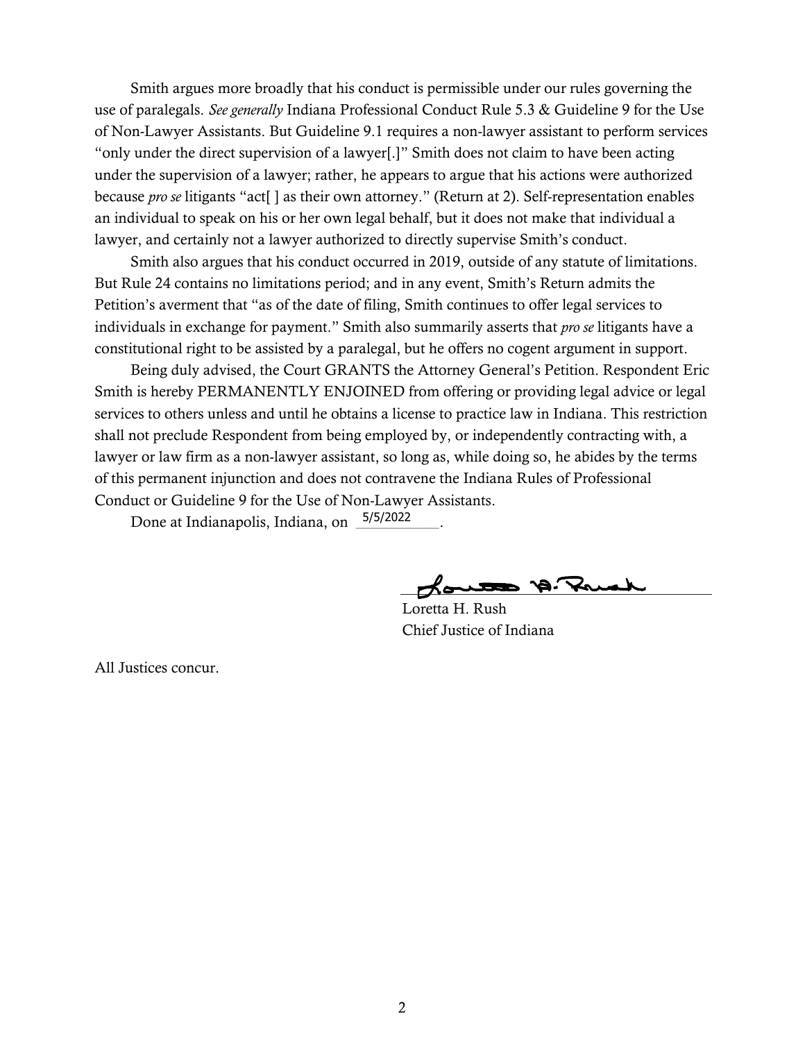Smith argues more broadly that his conduct is permissible under our rules governing the use of paralegals. *See generally* Indiana Professional Conduct Rule 5.3 & Guideline 9 for the Use of Non-Lawyer Assistants. But Guideline 9.1 requires a non-lawyer assistant to perform services "only under the direct supervision of a lawyer[.]" Smith does not claim to have been acting under the supervision of a lawyer; rather, he appears to argue that his actions were authorized because *pro se* litigants "act[ ] as their own attorney." (Return at 2). Self-representation enables an individual to speak on his or her own legal behalf, but it does not make that individual a lawyer, and certainly not a lawyer authorized to directly supervise Smith's conduct.

Smith also argues that his conduct occurred in 2019, outside of any statute of limitations. But Rule 24 contains no limitations period; and in any event, Smith's Return admits the Petition's averment that "as of the date of filing, Smith continues to offer legal services to individuals in exchange for payment." Smith also summarily asserts that *pro se* litigants have a constitutional right to be assisted by a paralegal, but he offers no cogent argument in support.

Being duly advised, the Court GRANTS the Attorney General's Petition. Respondent Eric Smith is hereby PERMANENTLY ENJOINED from offering or providing legal advice or legal services to others unless and until he obtains a license to practice law in Indiana. This restriction shall not preclude Respondent from being employed by, or independently contracting with, a lawyer or law firm as a non-lawyer assistant, so long as, while doing so, he abides by the terms of this permanent injunction and does not contravene the Indiana Rules of Professional Conduct or Guideline 9 for the Use of Non-Lawyer Assistants.

Done at Indianapolis, Indiana, on 5/5/2022.

Loretta H. Rush
Chief Justice of Indiana

All Justices concur.